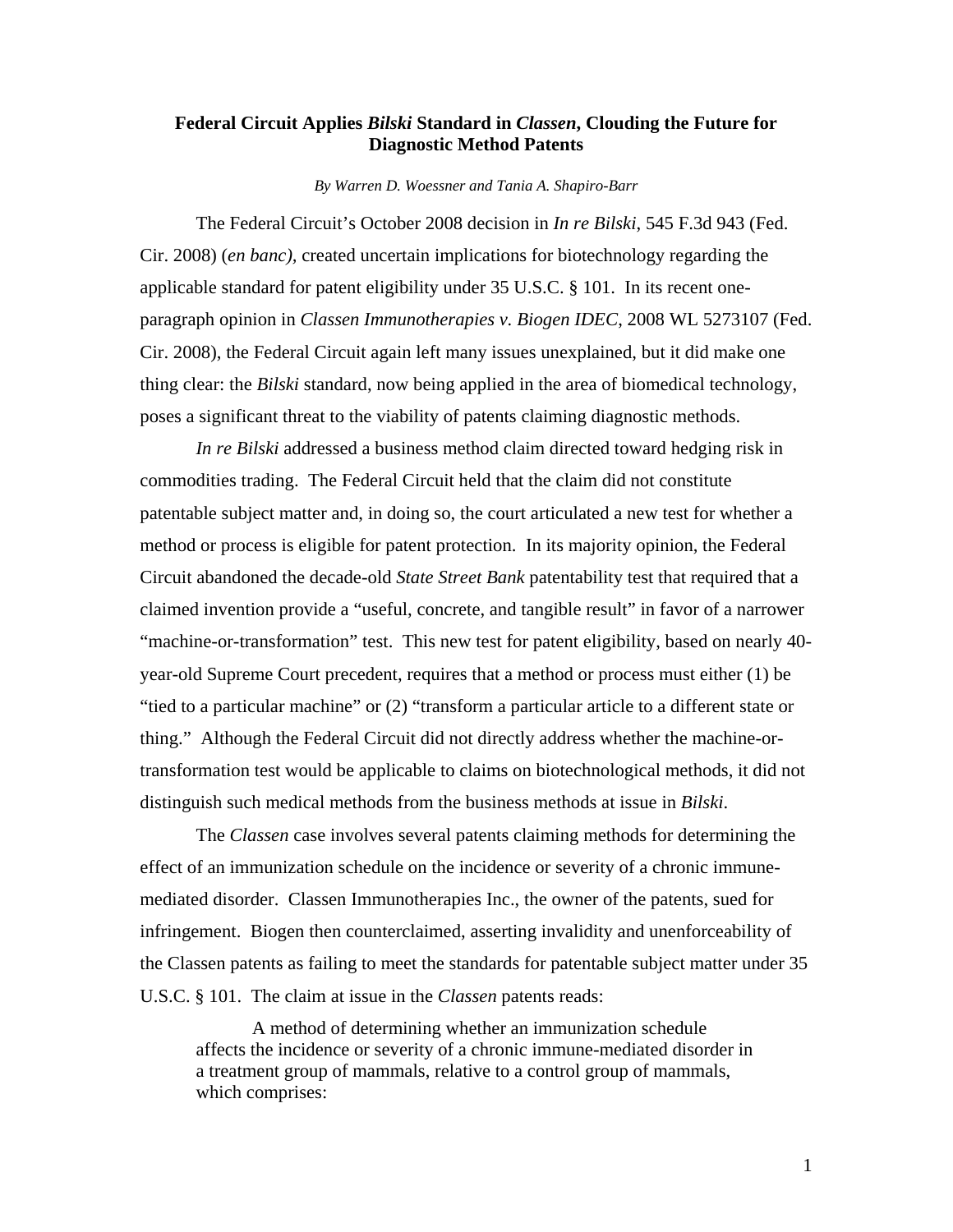# Federal Circuit Applies *Bilski* Standard in *Classen*, Clouding the Future for Diagnostic Method Patents

*By Warren D. Woessner and Tania A. Shapiro-Barr*

The Federal Circuit's October 2008 decision in *In re Bilski*, 545 F.3d 943 (Fed. Cir. 2008) (*en banc)*, created uncertain implications for biotechnology regarding the applicable standard for patent eligibility under 35 U.S.C. § 101. In its recent one-paragraph opinion in *Classen Immunotherapies v. Biogen IDEC*, 2008 WL 5273107 (Fed. Cir. 2008), the Federal Circuit again left many issues unexplained, but it did make one thing clear: the *Bilski* standard, now being applied in the area of biomedical technology, poses a significant threat to the viability of patents claiming diagnostic methods.

*In re Bilski* addressed a business method claim directed toward hedging risk in commodities trading. The Federal Circuit held that the claim did not constitute patentable subject matter and, in doing so, the court articulated a new test for whether a method or process is eligible for patent protection. In its majority opinion, the Federal Circuit abandoned the decade-old *State Street Bank* patentability test that required that a claimed invention provide a "useful, concrete, and tangible result" in favor of a narrower "machine-or-transformation" test. This new test for patent eligibility, based on nearly 40-year-old Supreme Court precedent, requires that a method or process must either (1) be "tied to a particular machine" or (2) "transform a particular article to a different state or thing." Although the Federal Circuit did not directly address whether the machine-or-transformation test would be applicable to claims on biotechnological methods, it did not distinguish such medical methods from the business methods at issue in *Bilski*.

The *Classen* case involves several patents claiming methods for determining the effect of an immunization schedule on the incidence or severity of a chronic immune-mediated disorder. Classen Immunotherapies Inc., the owner of the patents, sued for infringement. Biogen then counterclaimed, asserting invalidity and unenforceability of the Classen patents as failing to meet the standards for patentable subject matter under 35 U.S.C. § 101. The claim at issue in the *Classen* patents reads:

> A method of determining whether an immunization schedule affects the incidence or severity of a chronic immune-mediated disorder in a treatment group of mammals, relative to a control group of mammals, which comprises: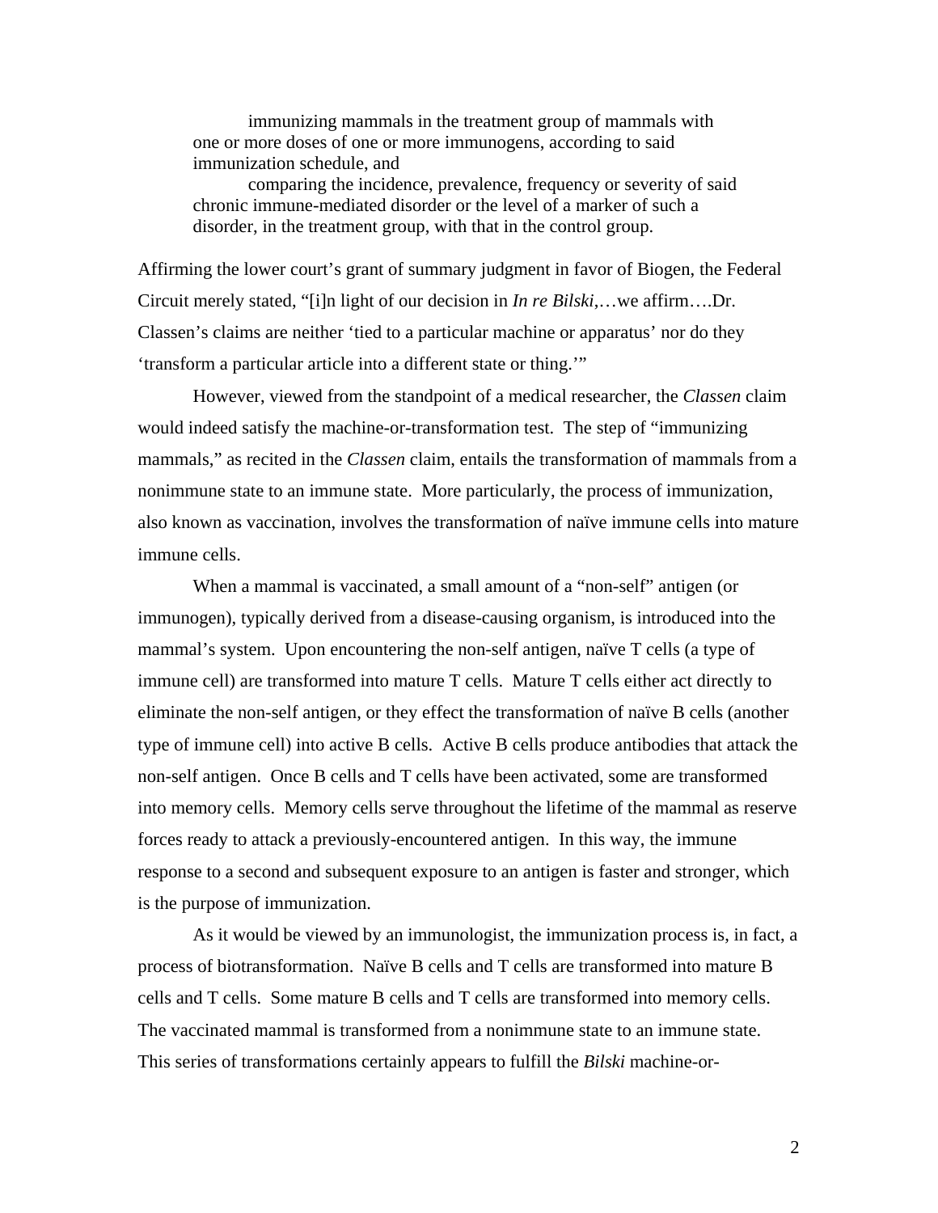> immunizing mammals in the treatment group of mammals with one or more doses of one or more immunogens, according to said immunization schedule, and
>
> comparing the incidence, prevalence, frequency or severity of said chronic immune-mediated disorder or the level of a marker of such a disorder, in the treatment group, with that in the control group.

Affirming the lower court's grant of summary judgment in favor of Biogen, the Federal Circuit merely stated, "[i]n light of our decision in *In re Bilski*,…we affirm….Dr. Classen's claims are neither 'tied to a particular machine or apparatus' nor do they 'transform a particular article into a different state or thing.'"

However, viewed from the standpoint of a medical researcher, the *Classen* claim would indeed satisfy the machine-or-transformation test. The step of "immunizing mammals," as recited in the *Classen* claim, entails the transformation of mammals from a nonimmune state to an immune state. More particularly, the process of immunization, also known as vaccination, involves the transformation of naïve immune cells into mature immune cells.

When a mammal is vaccinated, a small amount of a "non-self" antigen (or immunogen), typically derived from a disease-causing organism, is introduced into the mammal's system. Upon encountering the non-self antigen, naïve T cells (a type of immune cell) are transformed into mature T cells. Mature T cells either act directly to eliminate the non-self antigen, or they effect the transformation of naïve B cells (another type of immune cell) into active B cells. Active B cells produce antibodies that attack the non-self antigen. Once B cells and T cells have been activated, some are transformed into memory cells. Memory cells serve throughout the lifetime of the mammal as reserve forces ready to attack a previously-encountered antigen. In this way, the immune response to a second and subsequent exposure to an antigen is faster and stronger, which is the purpose of immunization.

As it would be viewed by an immunologist, the immunization process is, in fact, a process of biotransformation. Naïve B cells and T cells are transformed into mature B cells and T cells. Some mature B cells and T cells are transformed into memory cells. The vaccinated mammal is transformed from a nonimmune state to an immune state. This series of transformations certainly appears to fulfill the *Bilski* machine-or-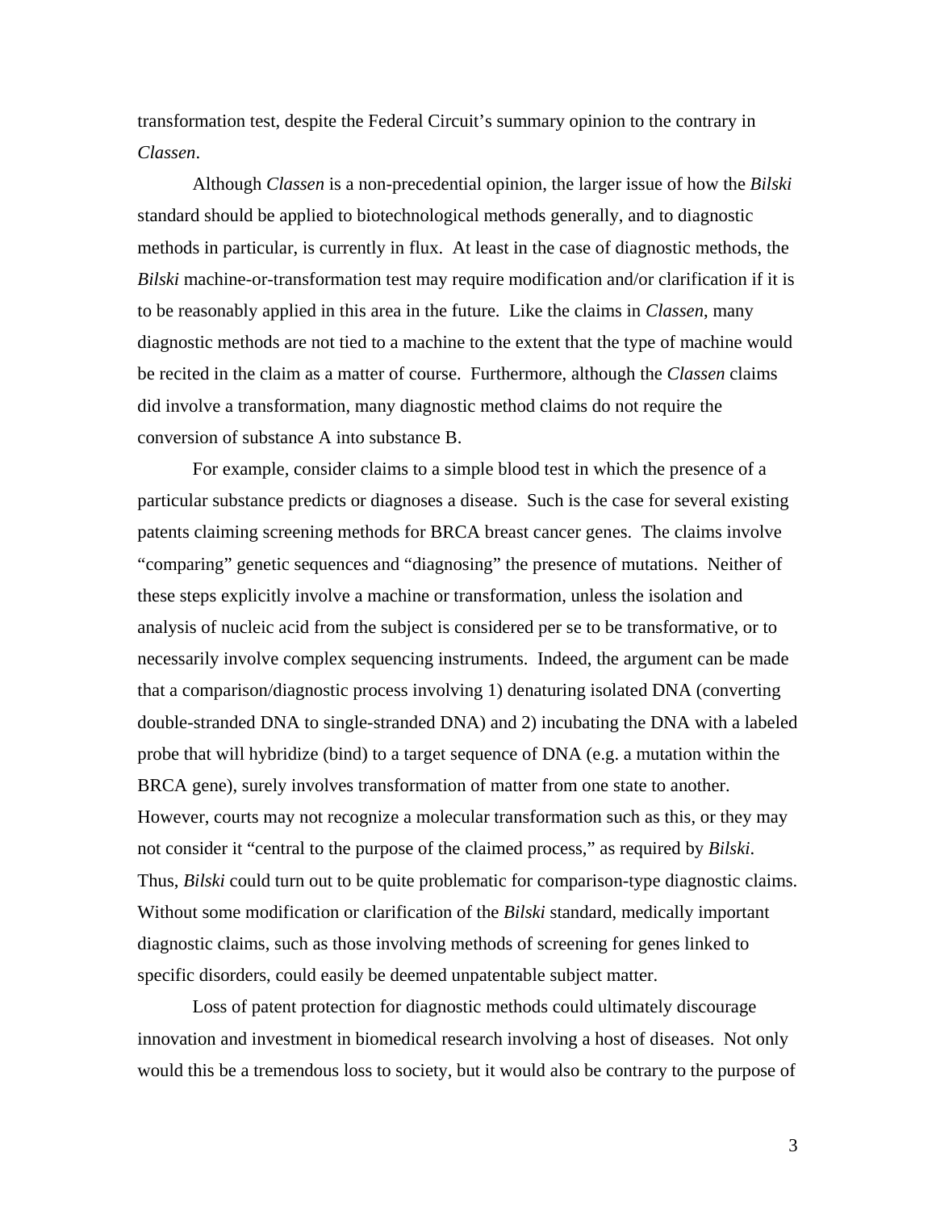transformation test, despite the Federal Circuit's summary opinion to the contrary in *Classen*.

Although *Classen* is a non-precedential opinion, the larger issue of how the *Bilski* standard should be applied to biotechnological methods generally, and to diagnostic methods in particular, is currently in flux. At least in the case of diagnostic methods, the *Bilski* machine-or-transformation test may require modification and/or clarification if it is to be reasonably applied in this area in the future. Like the claims in *Classen*, many diagnostic methods are not tied to a machine to the extent that the type of machine would be recited in the claim as a matter of course. Furthermore, although the *Classen* claims did involve a transformation, many diagnostic method claims do not require the conversion of substance A into substance B.

For example, consider claims to a simple blood test in which the presence of a particular substance predicts or diagnoses a disease. Such is the case for several existing patents claiming screening methods for BRCA breast cancer genes. The claims involve "comparing" genetic sequences and "diagnosing" the presence of mutations. Neither of these steps explicitly involve a machine or transformation, unless the isolation and analysis of nucleic acid from the subject is considered per se to be transformative, or to necessarily involve complex sequencing instruments. Indeed, the argument can be made that a comparison/diagnostic process involving 1) denaturing isolated DNA (converting double-stranded DNA to single-stranded DNA) and 2) incubating the DNA with a labeled probe that will hybridize (bind) to a target sequence of DNA (e.g. a mutation within the BRCA gene), surely involves transformation of matter from one state to another. However, courts may not recognize a molecular transformation such as this, or they may not consider it "central to the purpose of the claimed process," as required by *Bilski*. Thus, *Bilski* could turn out to be quite problematic for comparison-type diagnostic claims. Without some modification or clarification of the *Bilski* standard, medically important diagnostic claims, such as those involving methods of screening for genes linked to specific disorders, could easily be deemed unpatentable subject matter.

Loss of patent protection for diagnostic methods could ultimately discourage innovation and investment in biomedical research involving a host of diseases. Not only would this be a tremendous loss to society, but it would also be contrary to the purpose of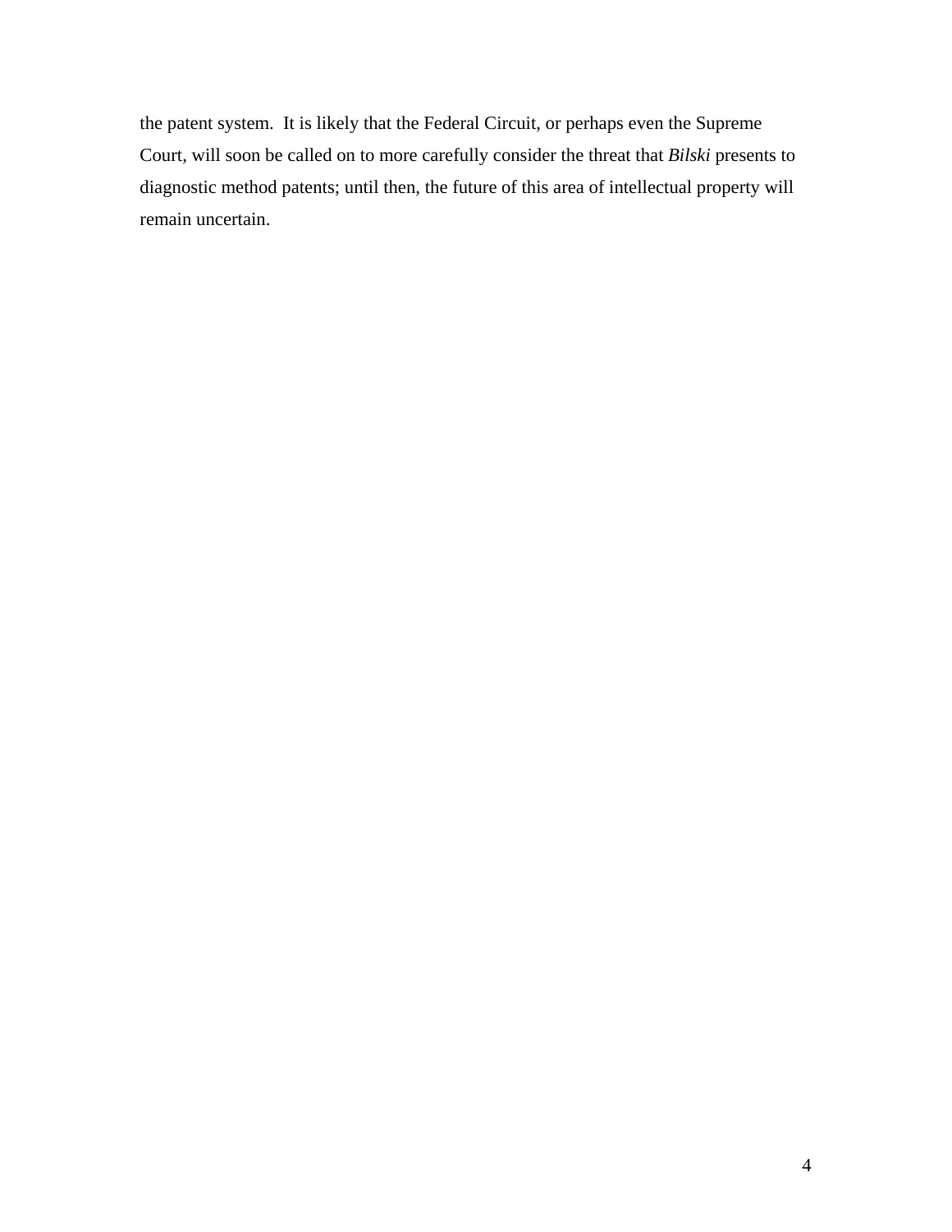the patent system. It is likely that the Federal Circuit, or perhaps even the Supreme Court, will soon be called on to more carefully consider the threat that *Bilski* presents to diagnostic method patents; until then, the future of this area of intellectual property will remain uncertain.